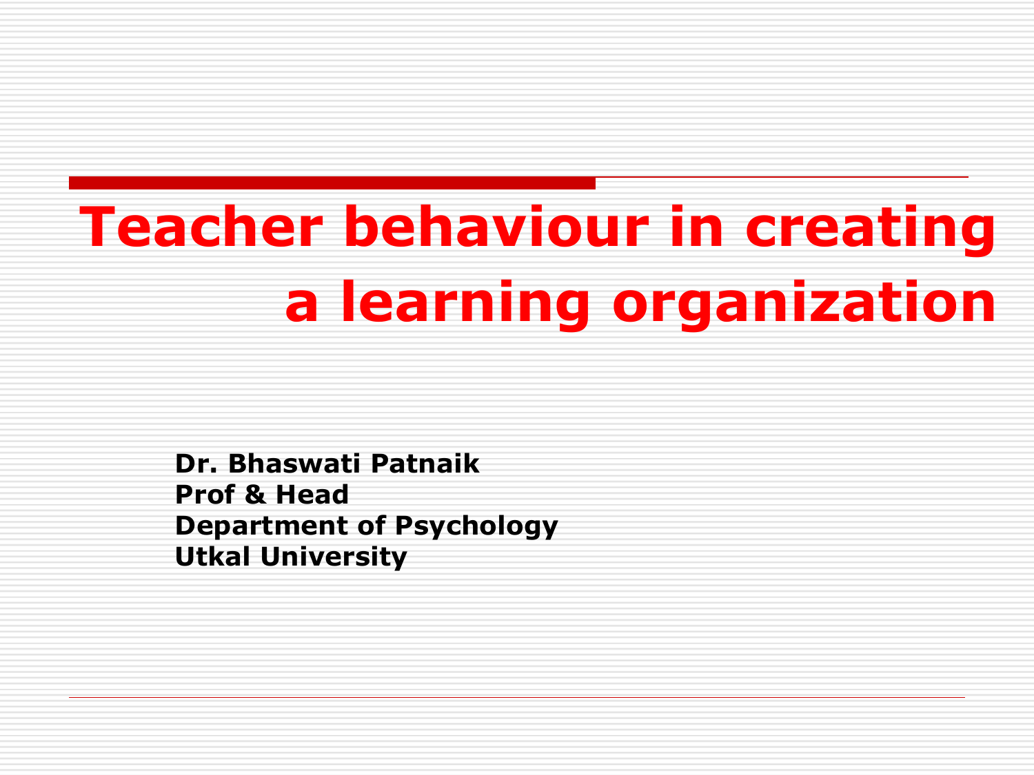# Teacher behaviour in creating a learning organization

**Dr. Bhaswati Patnaik**
**Prof & Head**
**Department of Psychology**
**Utkal University**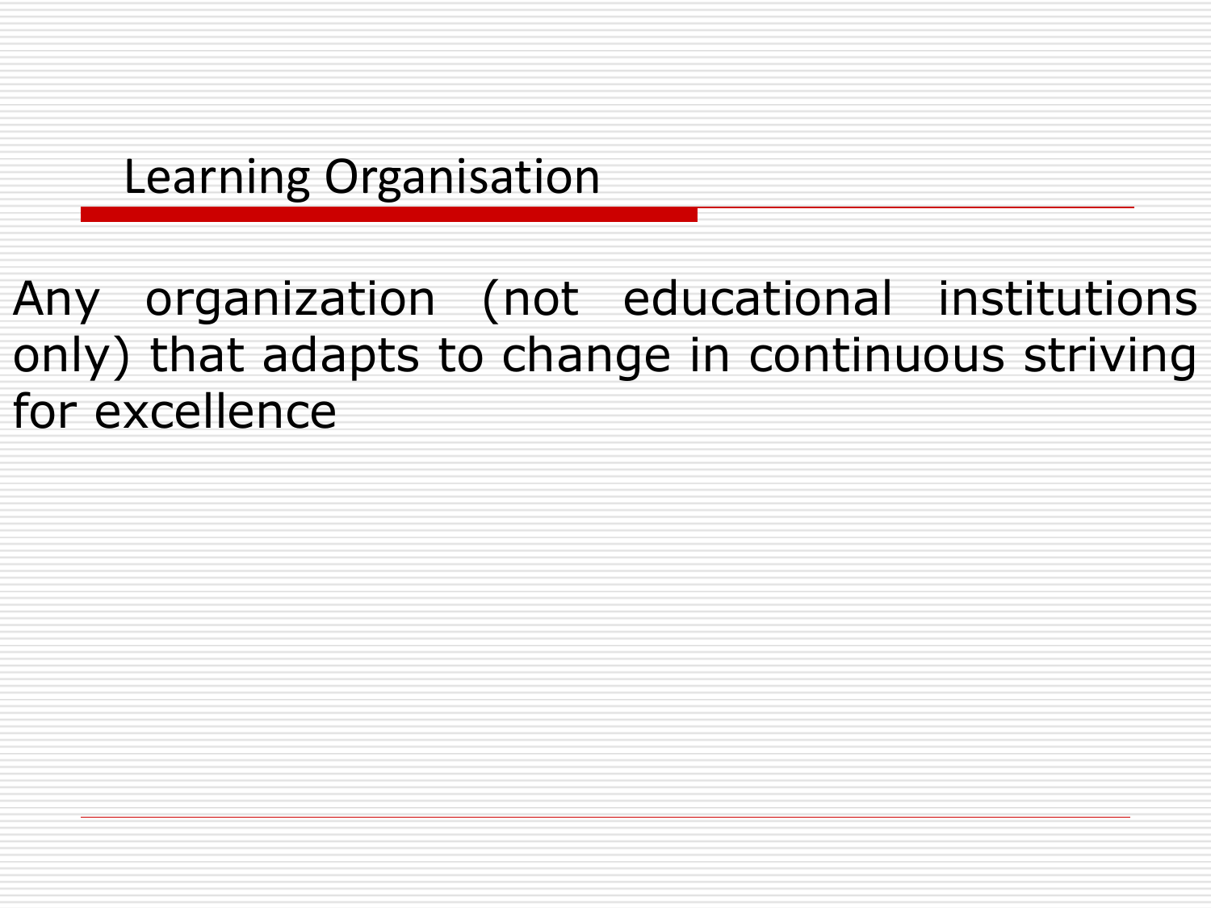## Learning Organisation

Any organization (not educational institutions only) that adapts to change in continuous striving for excellence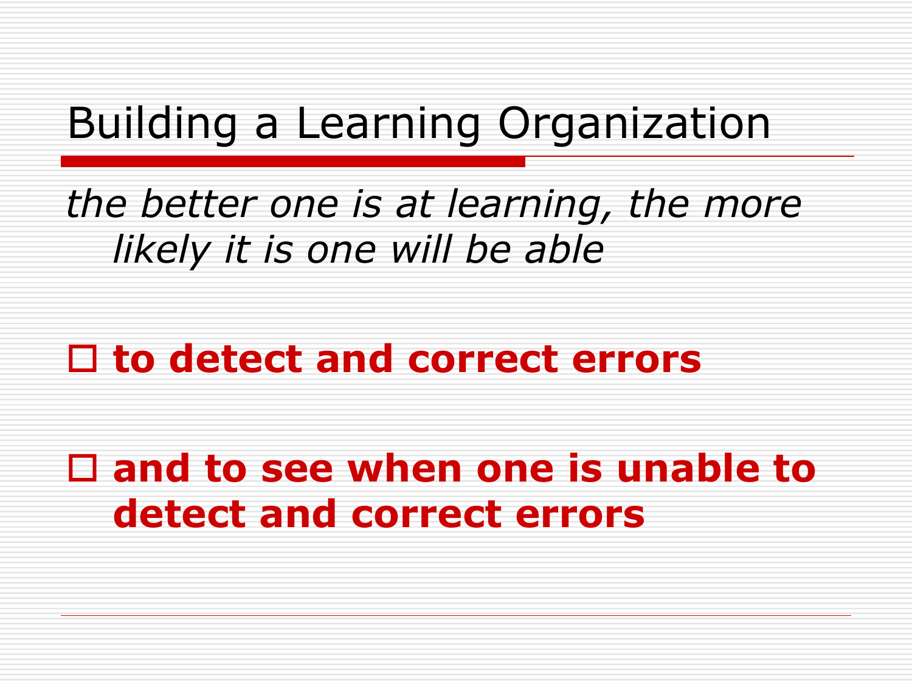# Building a Learning Organization

*the better one is at learning, the more likely it is one will be able*

- **to detect and correct errors**
- **and to see when one is unable to detect and correct errors**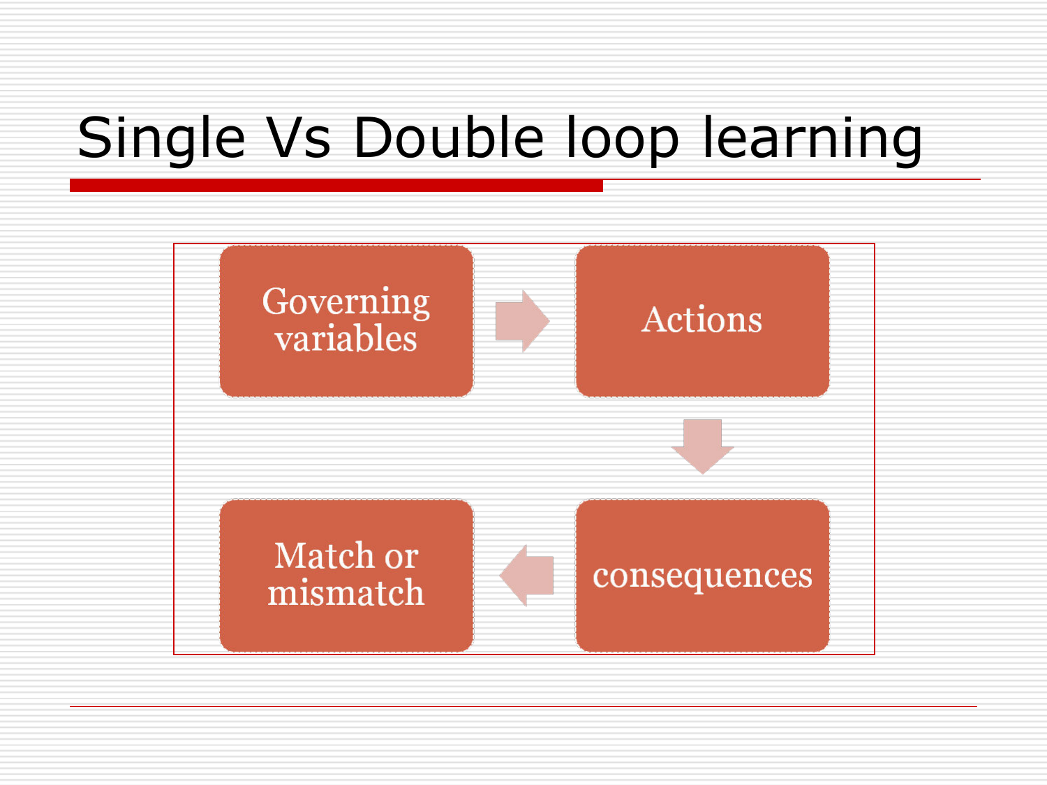# Single Vs Double loop learning

Governing variables → Actions → consequences → Match or mismatch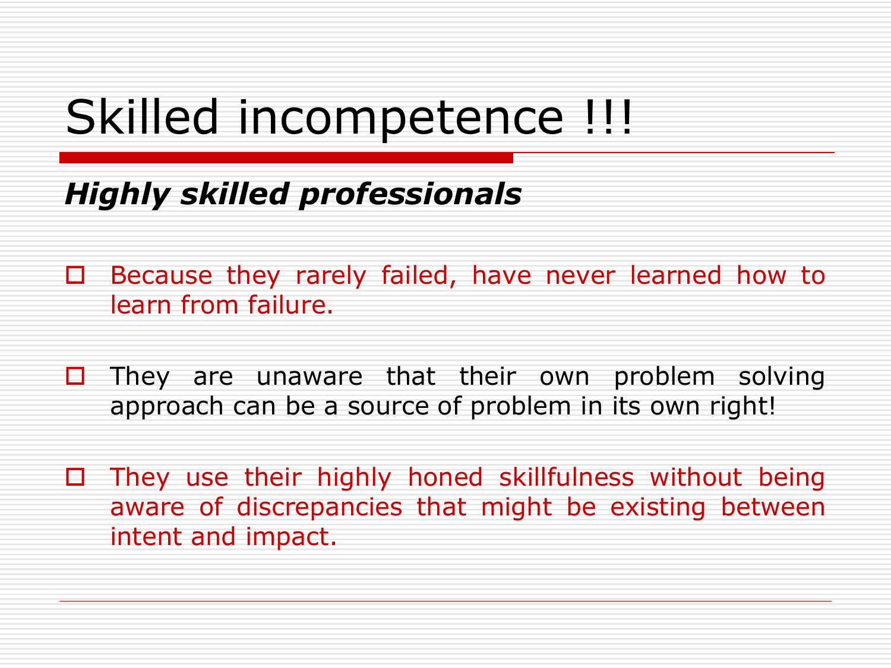# Skilled incompetence !!!

***Highly skilled professionals***

- Because they rarely failed, have never learned how to learn from failure.
- They are unaware that their own problem solving approach can be a source of problem in its own right!
- They use their highly honed skillfulness without being aware of discrepancies that might be existing between intent and impact.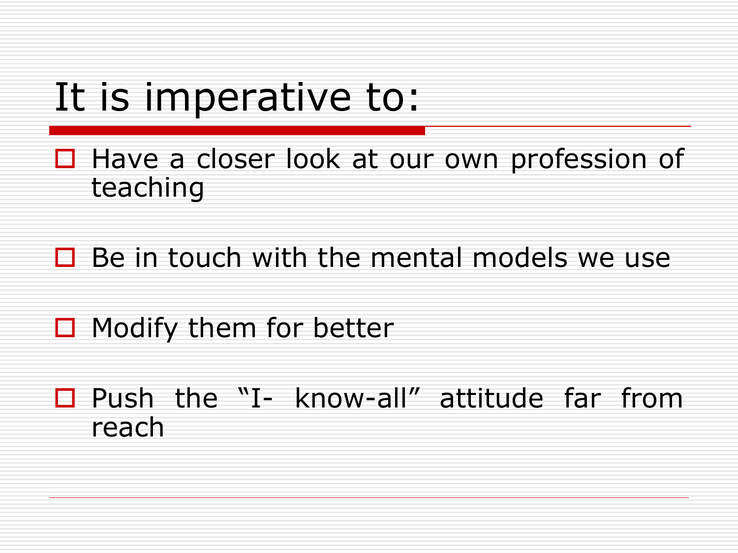# It is imperative to:

- Have a closer look at our own profession of teaching
- Be in touch with the mental models we use
- Modify them for better
- Push the "I- know-all" attitude far from reach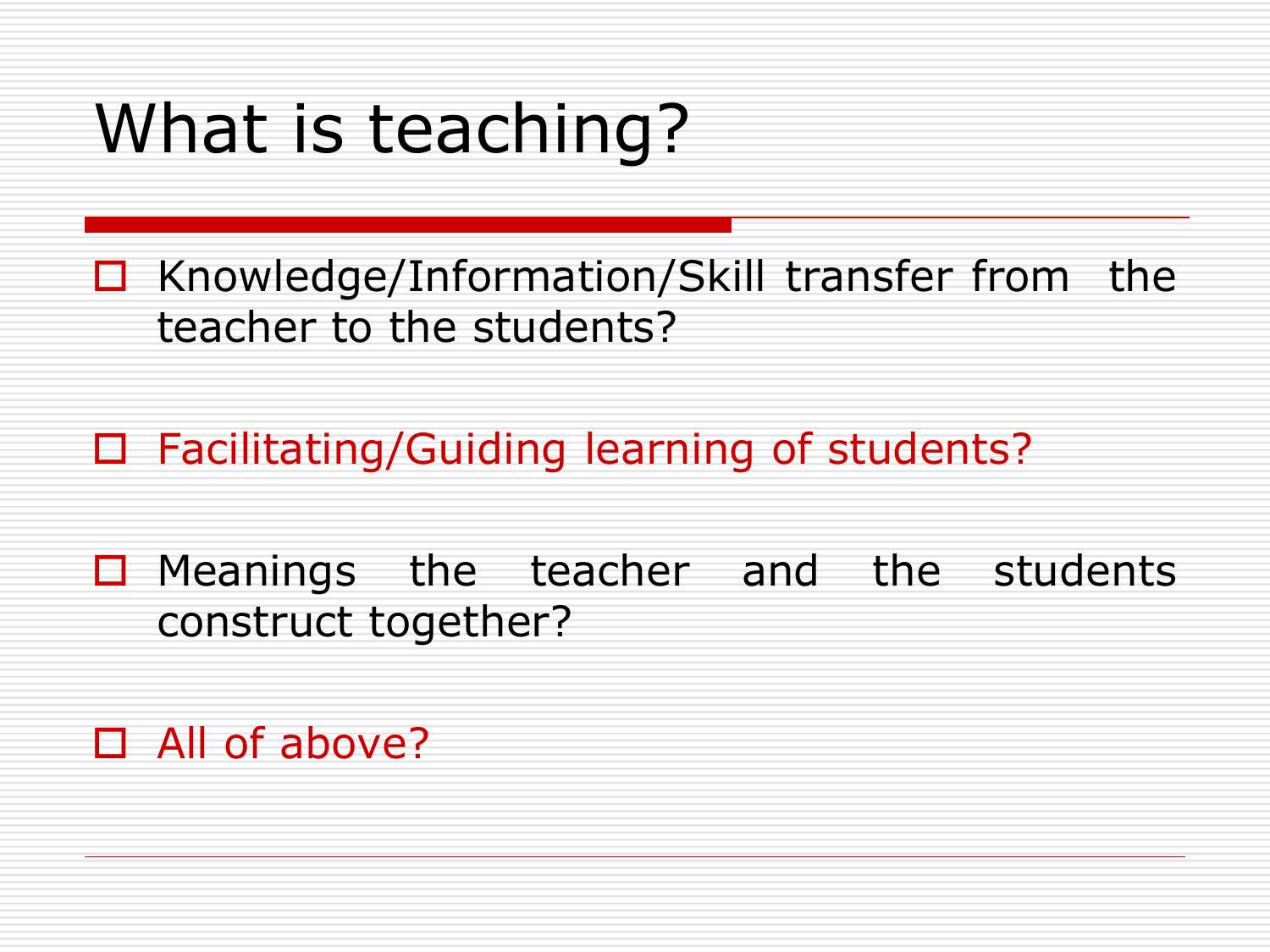# What is teaching?

- Knowledge/Information/Skill transfer from the teacher to the students?
- Facilitating/Guiding learning of students?
- Meanings the teacher and the students construct together?
- All of above?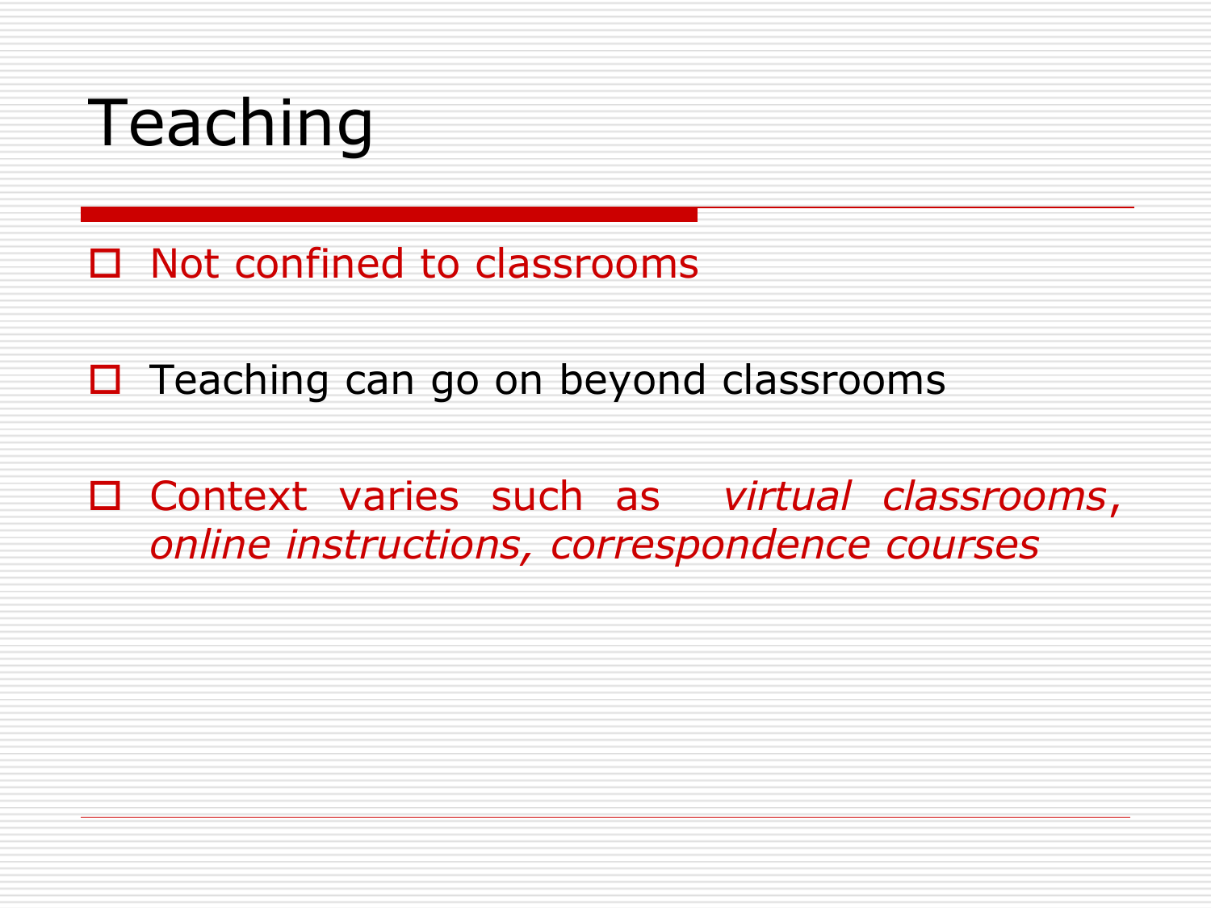# Teaching

- Not confined to classrooms
- Teaching can go on beyond classrooms
- Context varies such as *virtual classrooms*, *online instructions, correspondence courses*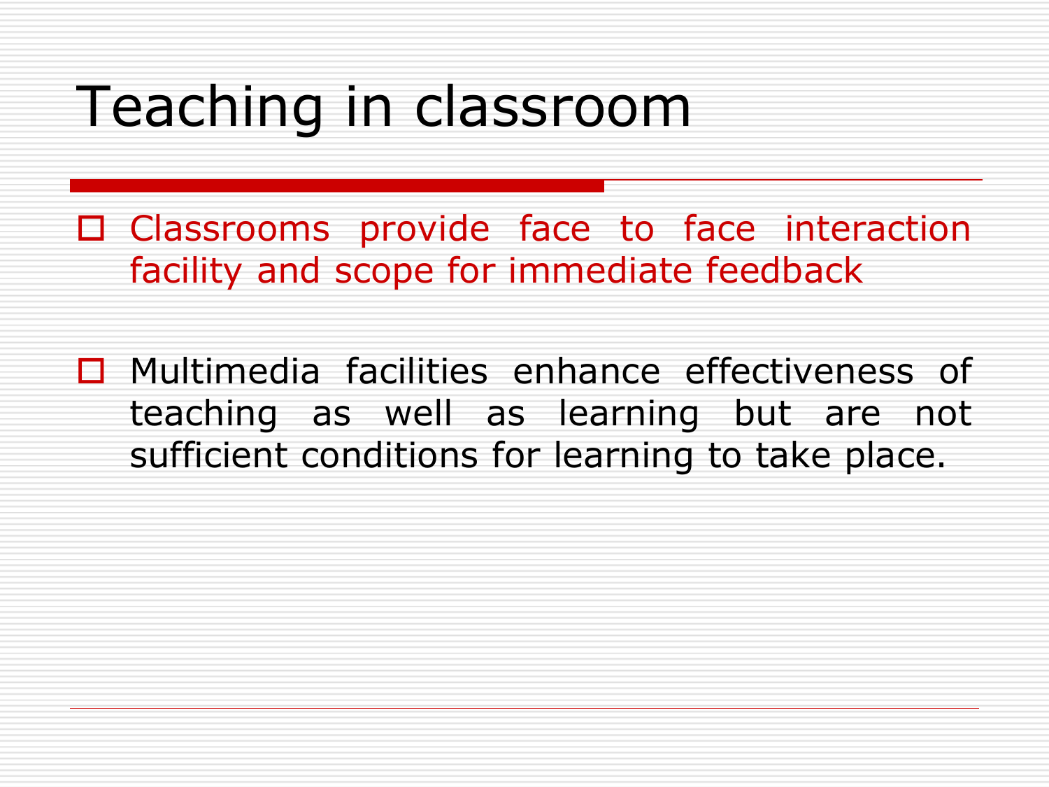# Teaching in classroom

- Classrooms provide face to face interaction facility and scope for immediate feedback

- Multimedia facilities enhance effectiveness of teaching as well as learning but are not sufficient conditions for learning to take place.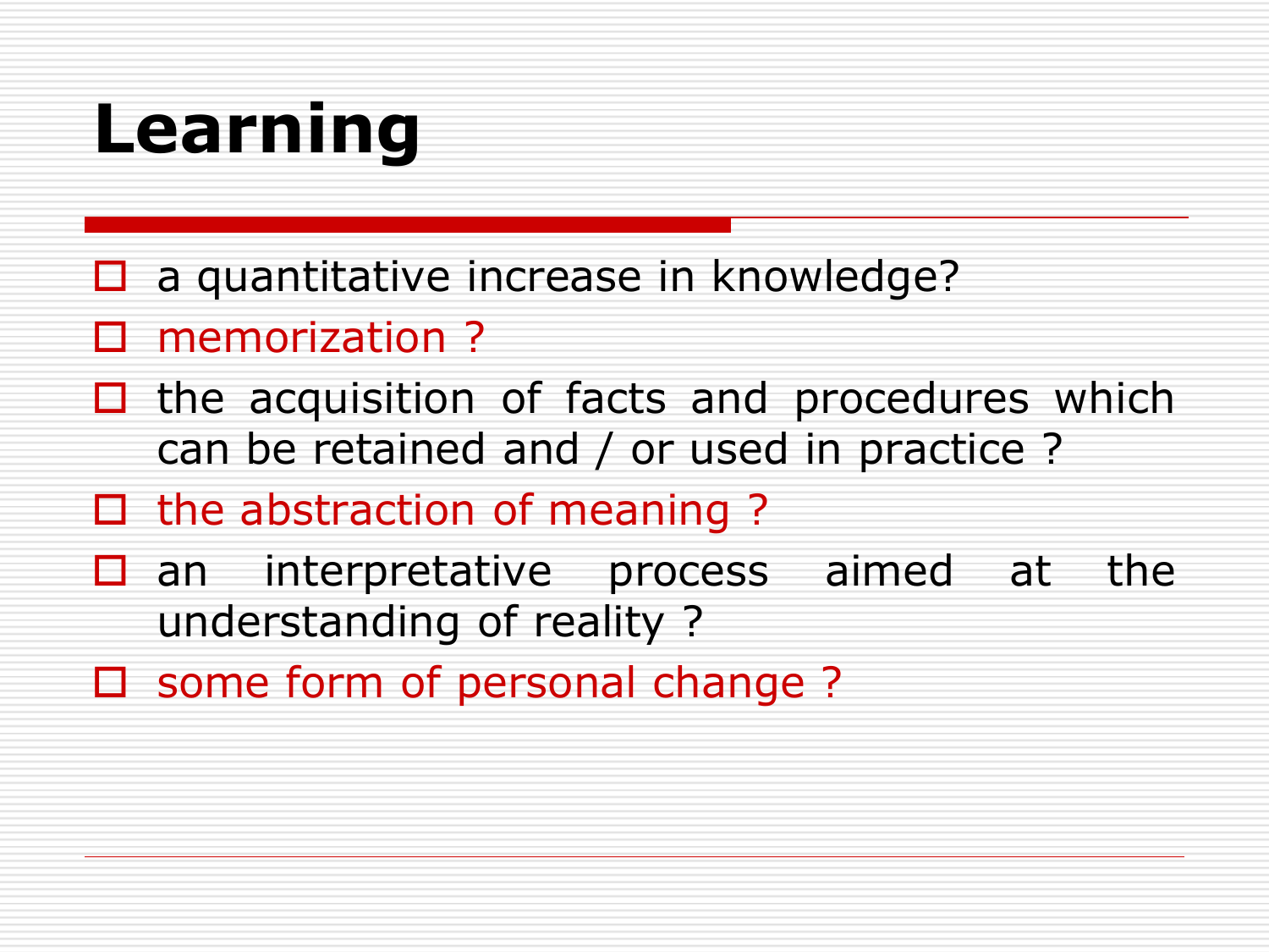# Learning

- a quantitative increase in knowledge?
- memorization ?
- the acquisition of facts and procedures which can be retained and / or used in practice ?
- the abstraction of meaning ?
- an interpretative process aimed at the understanding of reality ?
- some form of personal change ?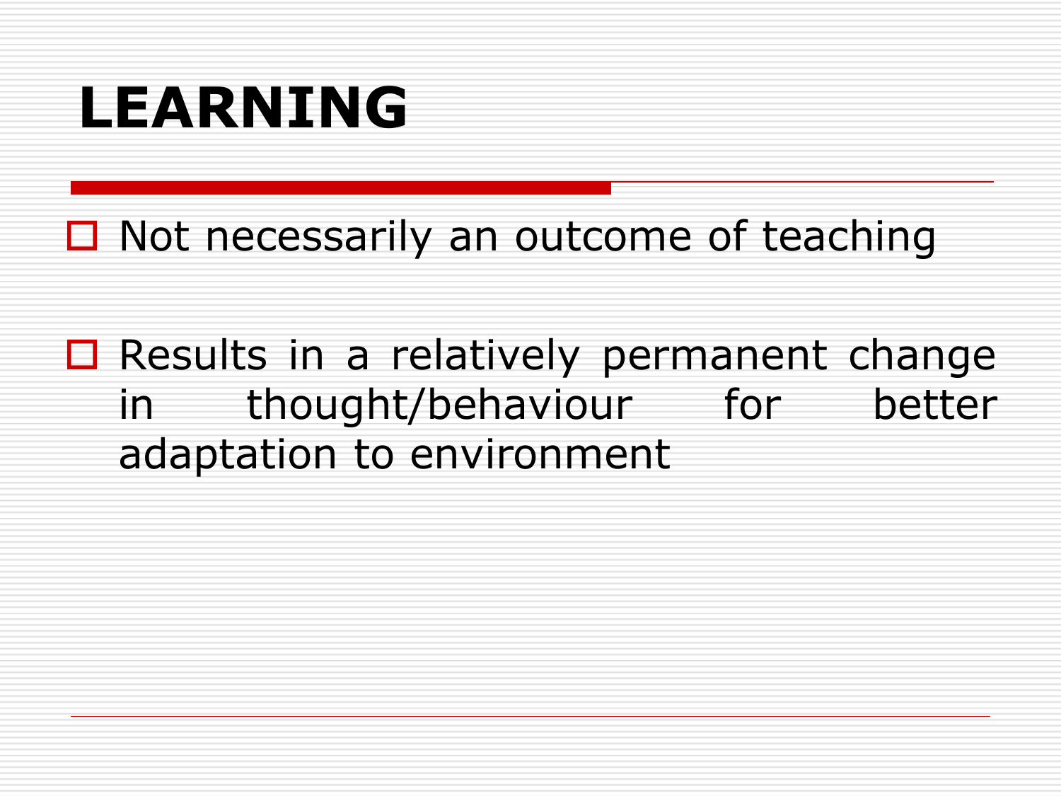# LEARNING

- Not necessarily an outcome of teaching
- Results in a relatively permanent change in thought/behaviour for better adaptation to environment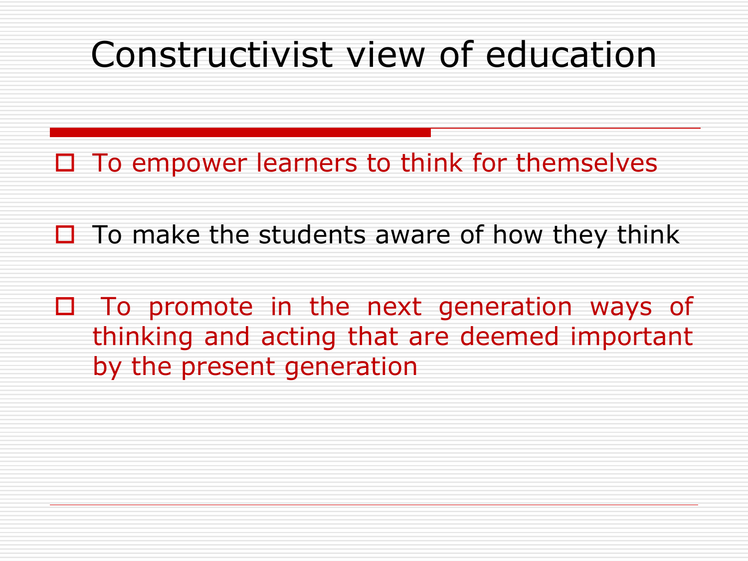# Constructivist view of education

- To empower learners to think for themselves
- To make the students aware of how they think
- To promote in the next generation ways of thinking and acting that are deemed important by the present generation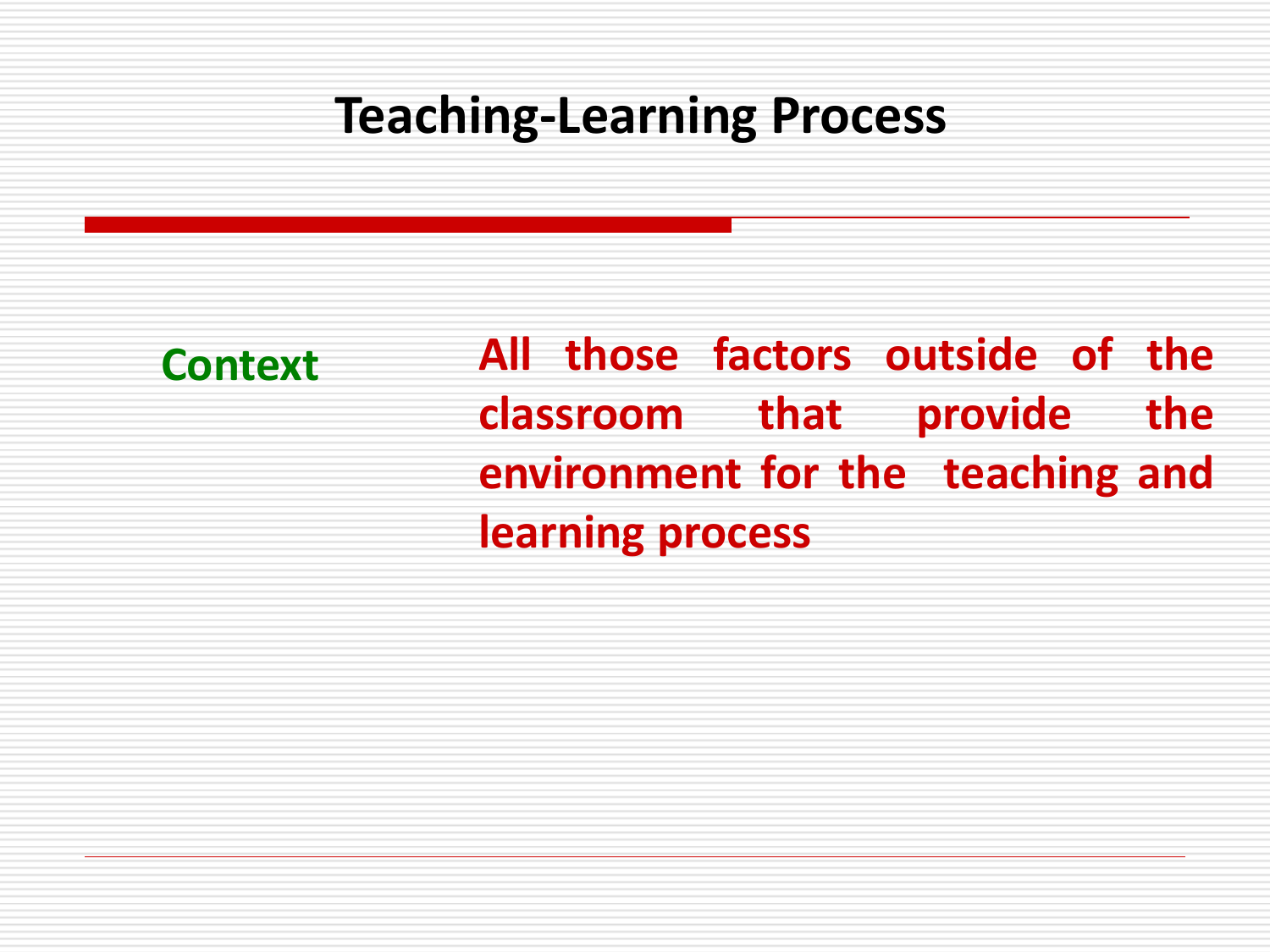# Teaching-Learning Process

**Context** — **All those factors outside of the classroom that provide the environment for the teaching and learning process**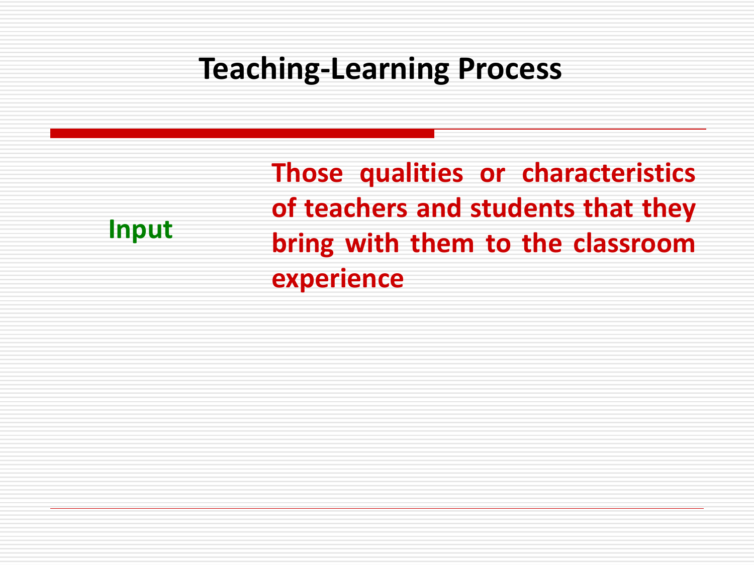# Teaching-Learning Process

| Input | Those qualities or characteristics of teachers and students that they bring with them to the classroom experience |
|---|---|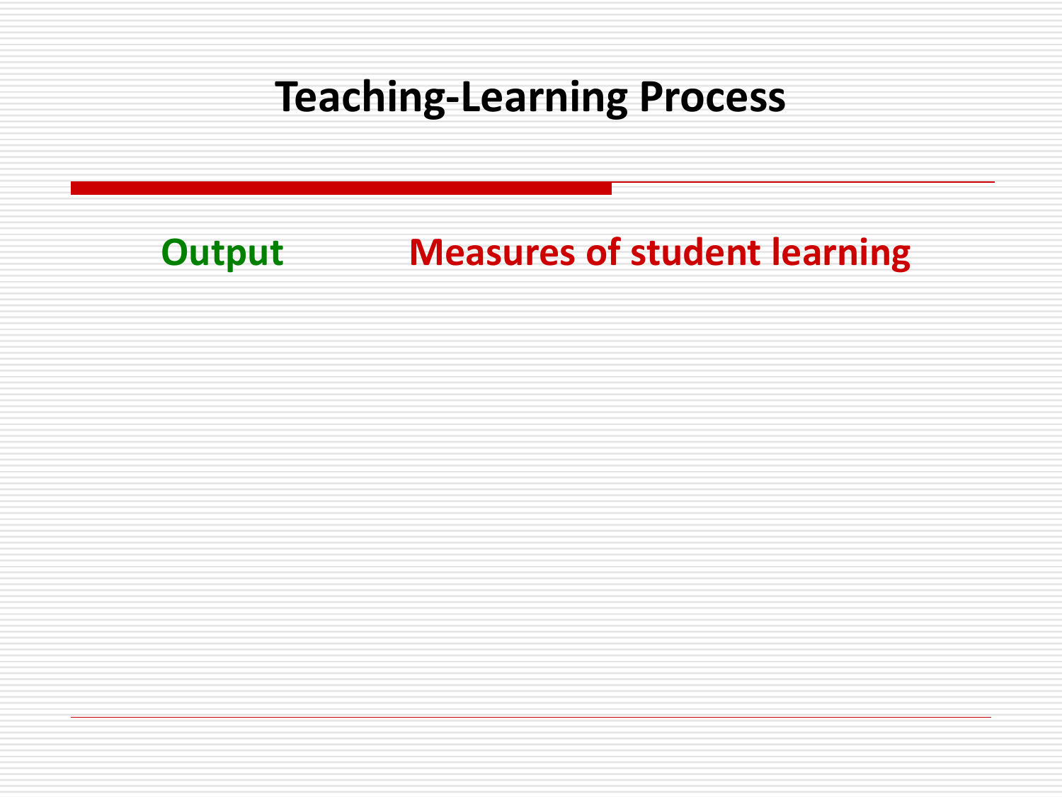# Teaching-Learning Process

**Output** **Measures of student learning**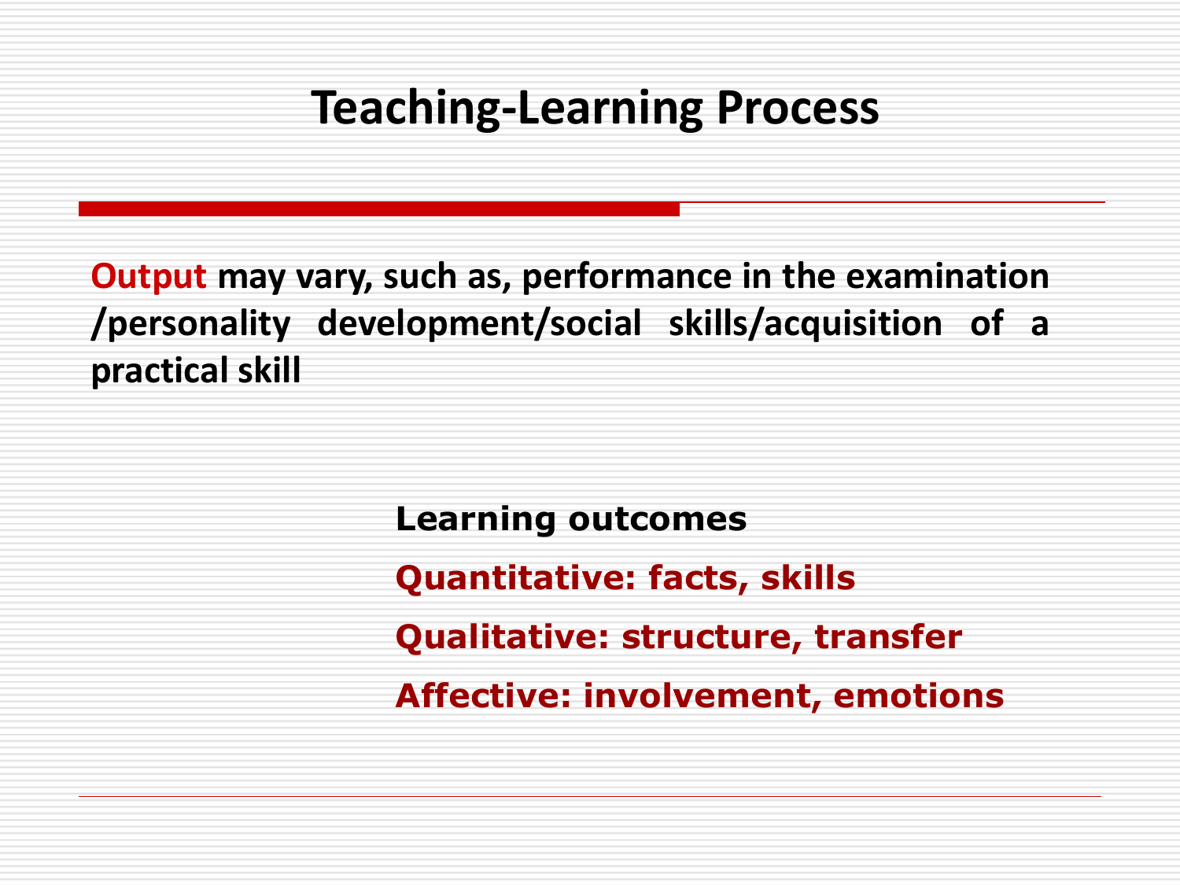# Teaching-Learning Process

**Output may vary, such as, performance in the examination /personality development/social skills/acquisition of a practical skill**

**Learning outcomes**

**Quantitative: facts, skills**

**Qualitative: structure, transfer**

**Affective: involvement, emotions**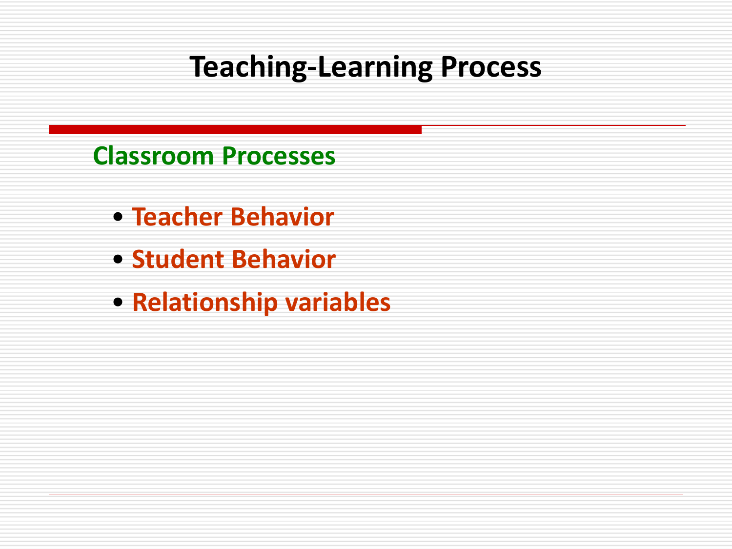# Teaching-Learning Process

## Classroom Processes

- Teacher Behavior
- Student Behavior
- Relationship variables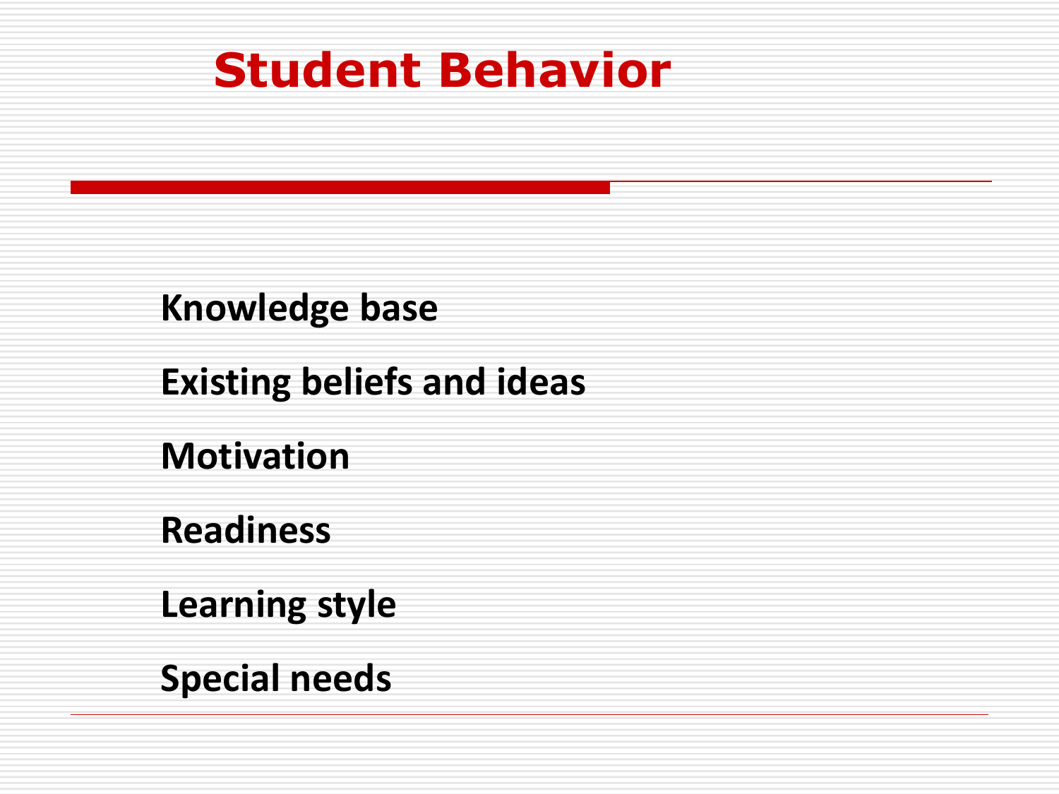# Student Behavior

**Knowledge base**

**Existing beliefs and ideas**

**Motivation**

**Readiness**

**Learning style**

**Special needs**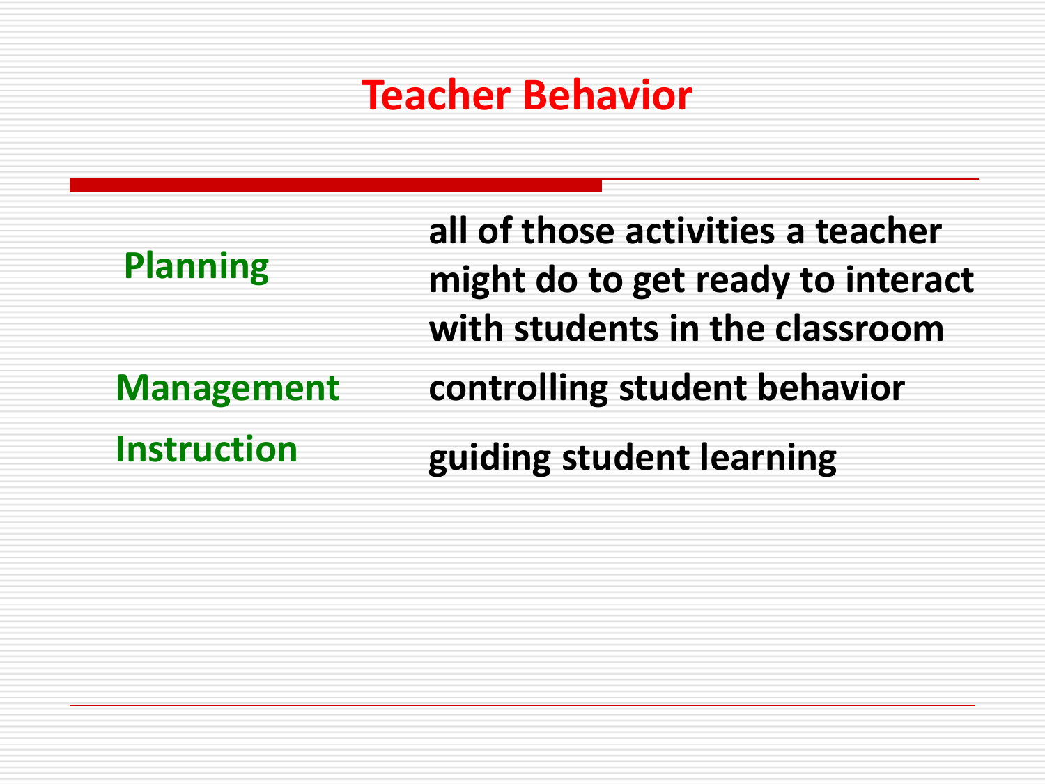# Teacher Behavior

| | |
|---|---|
| **Planning** | **all of those activities a teacher might do to get ready to interact with students in the classroom** |
| **Management** | **controlling student behavior** |
| **Instruction** | **guiding student learning** |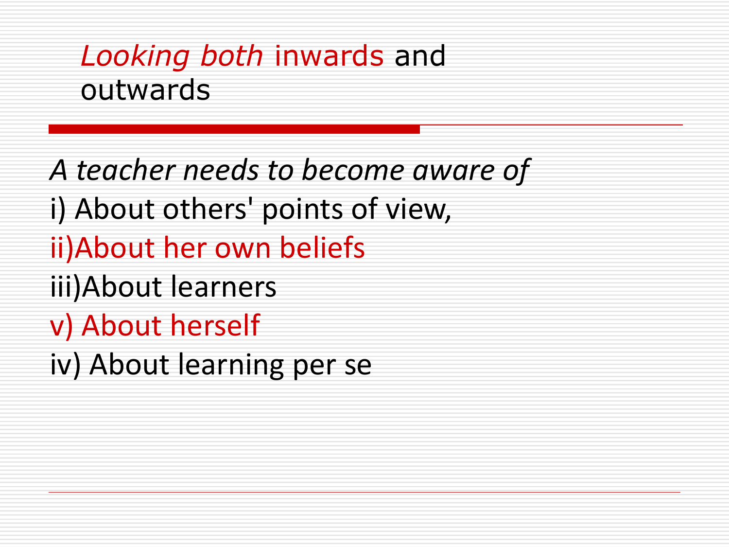# *Looking both* inwards and outwards

*A teacher needs to become aware of*

i) About others' points of view,

ii)About her own beliefs

iii)About learners

v) About herself

iv) About learning per se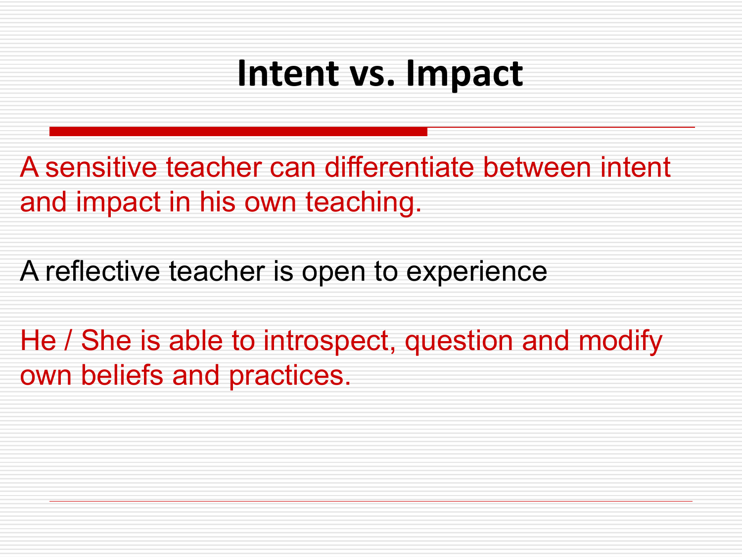# Intent vs. Impact

A sensitive teacher can differentiate between intent and impact in his own teaching.

A reflective teacher is open to experience

He / She is able to introspect, question and modify own beliefs and practices.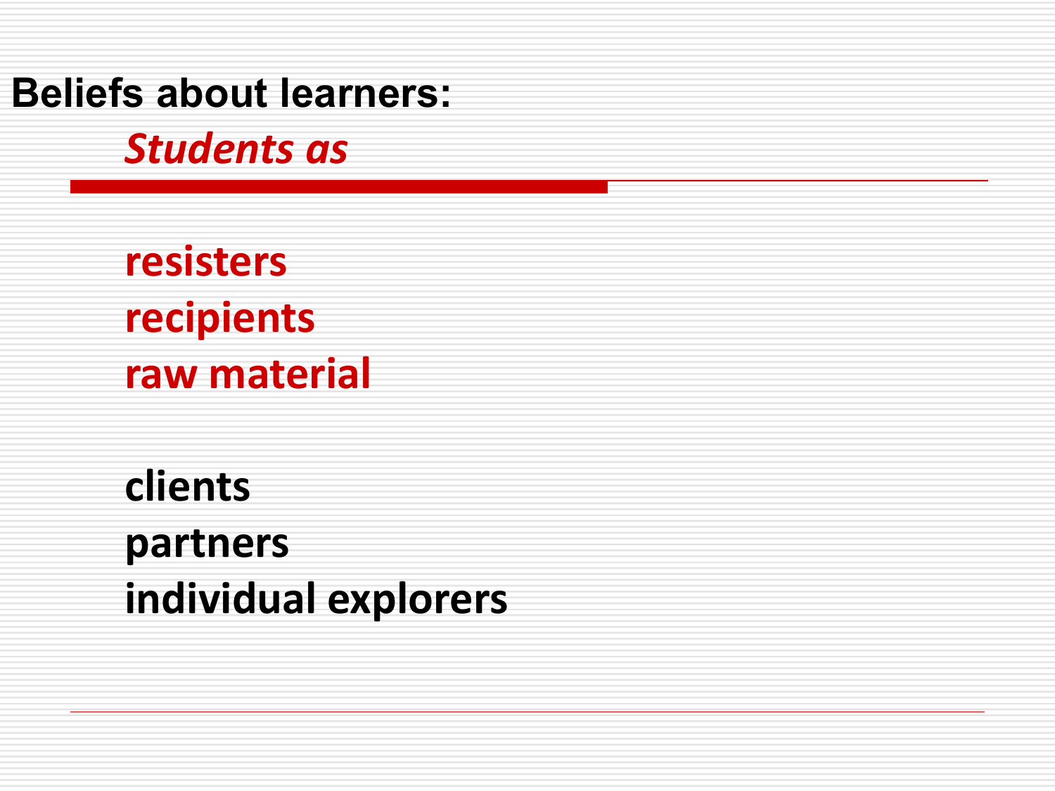## Beliefs about learners:

### *Students as*

resisters
recipients
raw material

clients
partners
individual explorers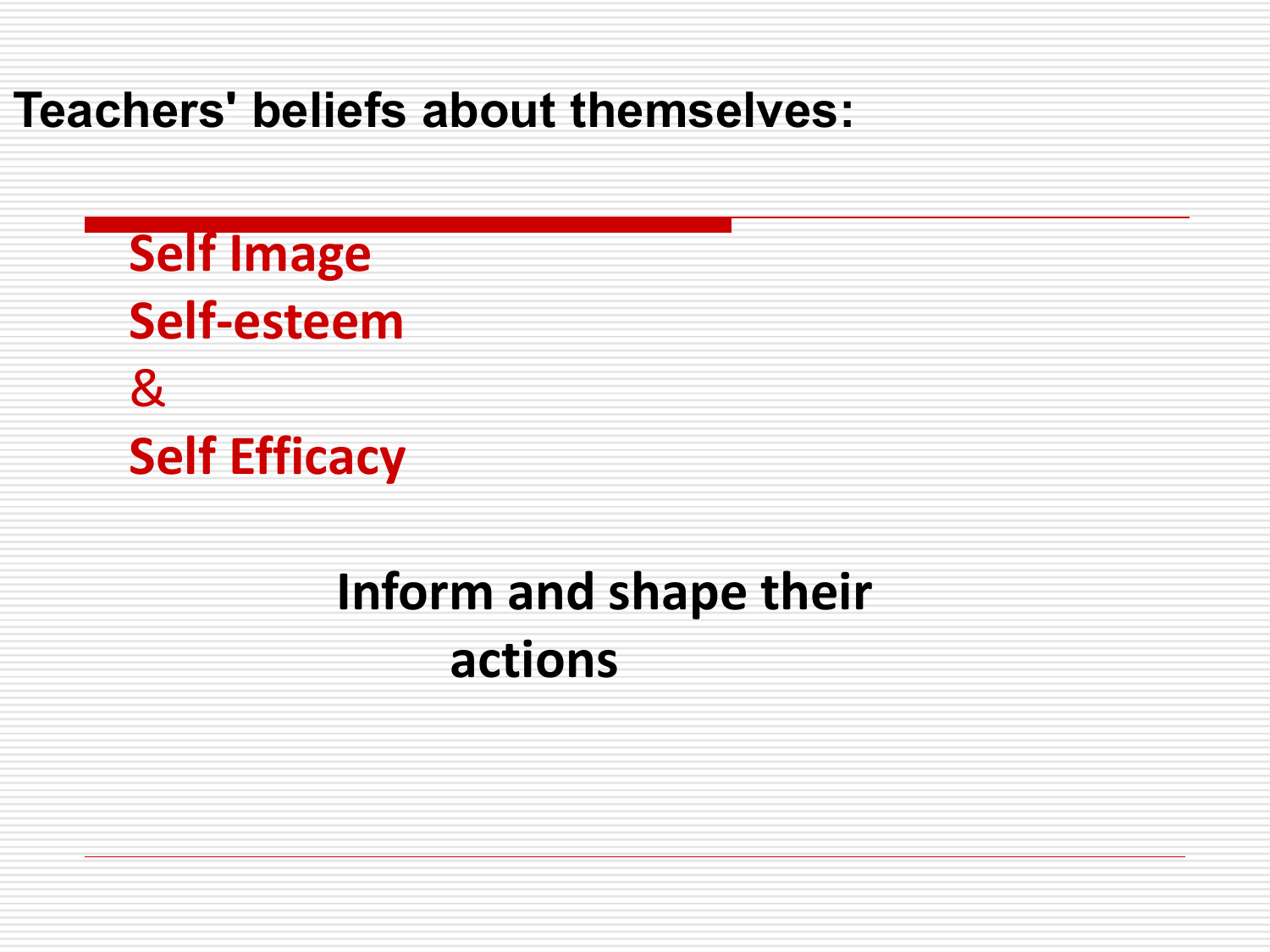## Teachers' beliefs about themselves:

**Self Image**
**Self-esteem**
&
**Self Efficacy**

**Inform and shape their actions**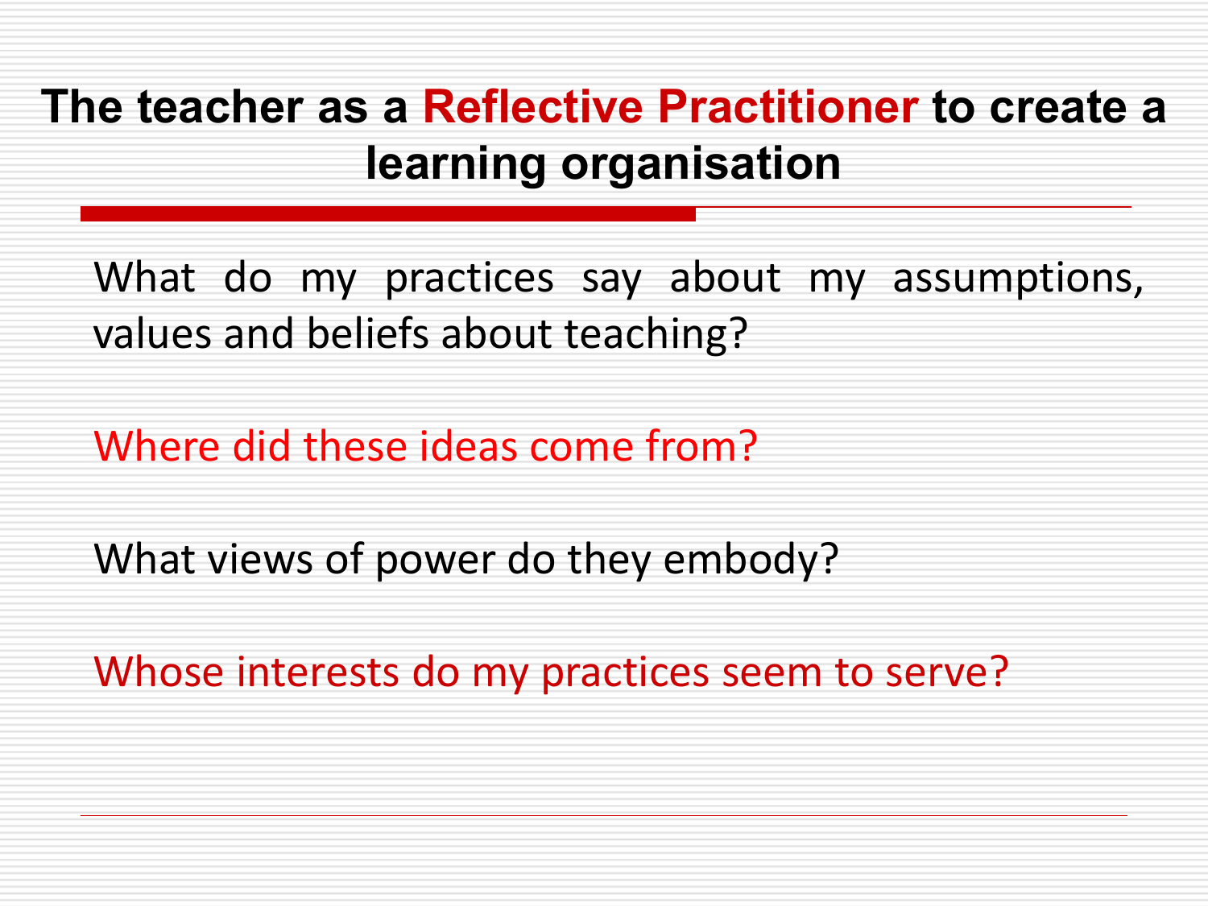# The teacher as a Reflective Practitioner to create a learning organisation

What do my practices say about my assumptions, values and beliefs about teaching?

Where did these ideas come from?

What views of power do they embody?

Whose interests do my practices seem to serve?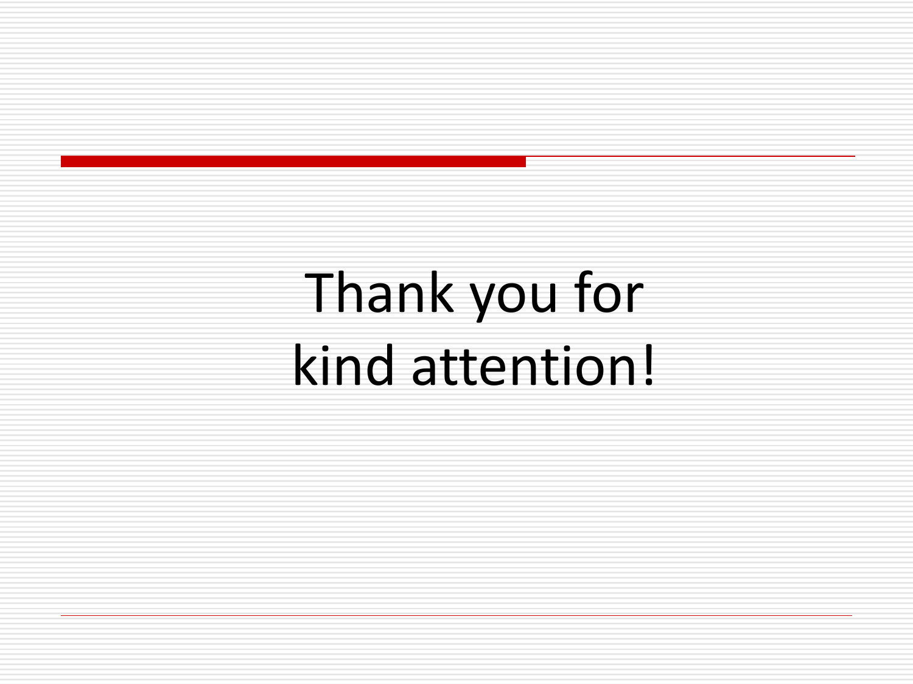Thank you for
kind attention!